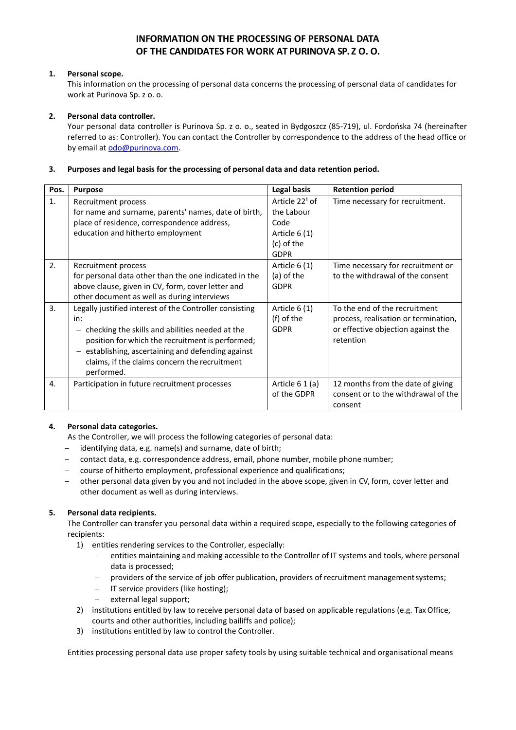# INFORMATION ON THE PROCESSING OF PERSONAL DATA OF THE CANDIDATES FOR WORK AT PURINOVA SP. Z O. O.

1. **Personal scope.**

   This information on the processing of personal data concerns the processing of personal data of candidates for work at Purinova Sp. z o. o.

2. **Personal data controller.**

   Your personal data controller is Purinova Sp. z o. o., seated in Bydgoszcz (85-719), ul. Fordońska 74 (hereinafter referred to as: Controller). You can contact the Controller by correspondence to the address of the head office or by email at odo@purinova.com.

3. **Purposes and legal basis for the processing of personal data and data retention period.**

| Pos. | Purpose | Legal basis | Retention period |
|---|---|---|---|
| 1. | Recruitment process for name and surname, parents' names, date of birth, place of residence, correspondence address, education and hitherto employment | Article 22[1] of the Labour Code Article 6 (1) (c) of the GDPR | Time necessary for recruitment. |
| 2. | Recruitment process for personal data other than the one indicated in the above clause, given in CV, form, cover letter and other document as well as during interviews | Article 6 (1) (a) of the GDPR | Time necessary for recruitment or to the withdrawal of the consent |
| 3. | Legally justified interest of the Controller consisting in: – checking the skills and abilities needed at the position for which the recruitment is performed; – establishing, ascertaining and defending against claims, if the claims concern the recruitment performed. | Article 6 (1) (f) of the GDPR | To the end of the recruitment process, realisation or termination, or effective objection against the retention |
| 4. | Participation in future recruitment processes | Article 6 1 (a) of the GDPR | 12 months from the date of giving consent or to the withdrawal of the consent |

4. **Personal data categories.**

   As the Controller, we will process the following categories of personal data:

   - identifying data, e.g. name(s) and surname, date of birth;
   - contact data, e.g. correspondence address, email, phone number, mobile phone number;
   - course of hitherto employment, professional experience and qualifications;
   - other personal data given by you and not included in the above scope, given in CV, form, cover letter and other document as well as during interviews.

5. **Personal data recipients.**

   The Controller can transfer you personal data within a required scope, especially to the following categories of recipients:

   1) entities rendering services to the Controller, especially:
      - entities maintaining and making accessible to the Controller of IT systems and tools, where personal data is processed;
      - providers of the service of job offer publication, providers of recruitment management systems;
      - IT service providers (like hosting);
      - external legal support;
   2) institutions entitled by law to receive personal data of based on applicable regulations (e.g. Tax Office, courts and other authorities, including bailiffs and police);
   3) institutions entitled by law to control the Controller.

   Entities processing personal data use proper safety tools by using suitable technical and organisational means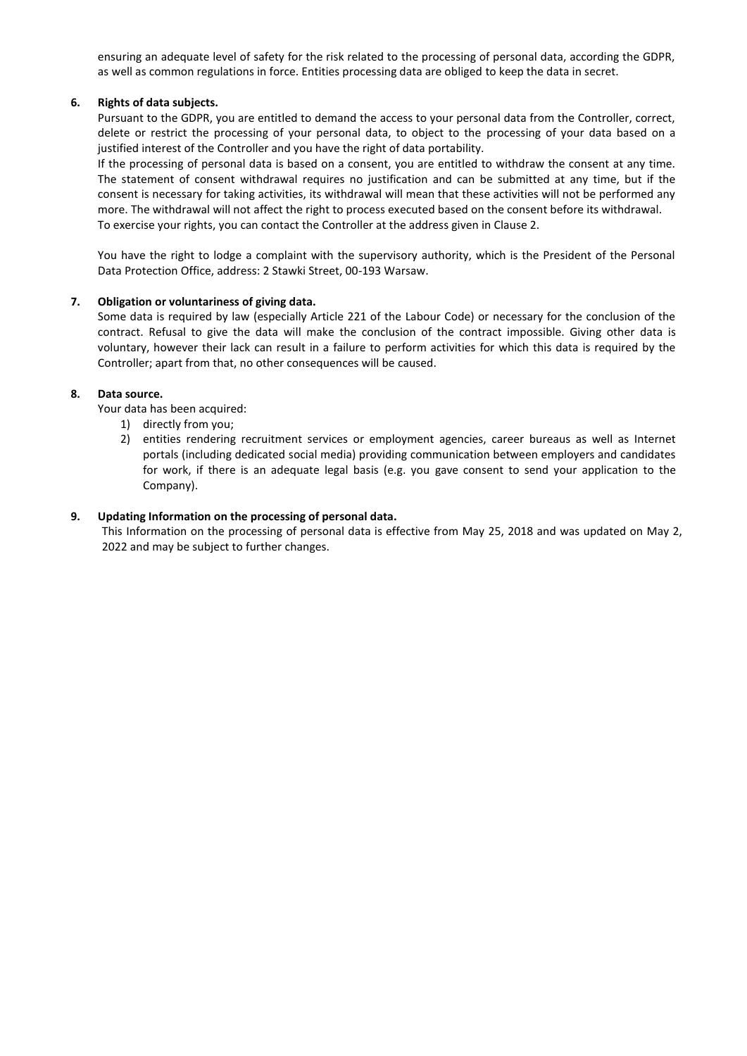ensuring an adequate level of safety for the risk related to the processing of personal data, according the GDPR, as well as common regulations in force. Entities processing data are obliged to keep the data in secret.

**6. Rights of data subjects.**

Pursuant to the GDPR, you are entitled to demand the access to your personal data from the Controller, correct, delete or restrict the processing of your personal data, to object to the processing of your data based on a justified interest of the Controller and you have the right of data portability.

If the processing of personal data is based on a consent, you are entitled to withdraw the consent at any time. The statement of consent withdrawal requires no justification and can be submitted at any time, but if the consent is necessary for taking activities, its withdrawal will mean that these activities will not be performed any more. The withdrawal will not affect the right to process executed based on the consent before its withdrawal.

To exercise your rights, you can contact the Controller at the address given in Clause 2.

You have the right to lodge a complaint with the supervisory authority, which is the President of the Personal Data Protection Office, address: 2 Stawki Street, 00-193 Warsaw.

**7. Obligation or voluntariness of giving data.**

Some data is required by law (especially Article 221 of the Labour Code) or necessary for the conclusion of the contract. Refusal to give the data will make the conclusion of the contract impossible. Giving other data is voluntary, however their lack can result in a failure to perform activities for which this data is required by the Controller; apart from that, no other consequences will be caused.

**8. Data source.**

Your data has been acquired:

1) directly from you;
2) entities rendering recruitment services or employment agencies, career bureaus as well as Internet portals (including dedicated social media) providing communication between employers and candidates for work, if there is an adequate legal basis (e.g. you gave consent to send your application to the Company).

**9. Updating Information on the processing of personal data.**

This Information on the processing of personal data is effective from May 25, 2018 and was updated on May 2, 2022 and may be subject to further changes.